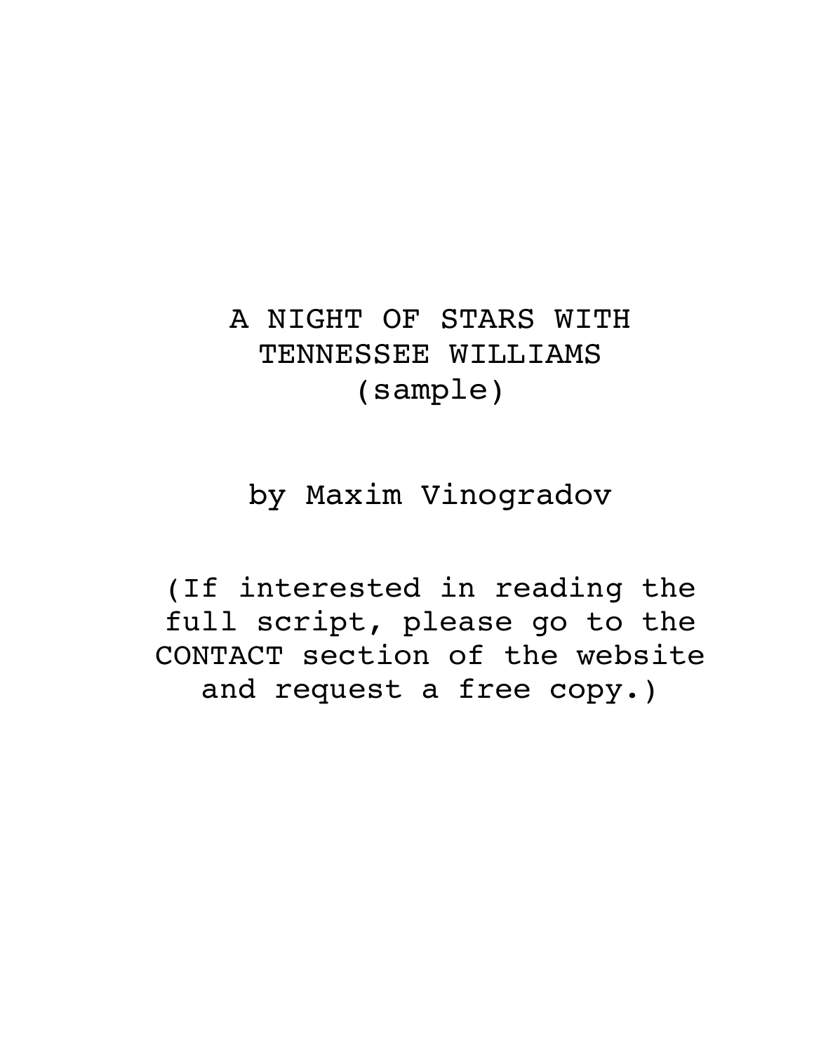# A NIGHT OF STARS WITH TENNESSEE WILLIAMS
(sample)

by Maxim Vinogradov

(If interested in reading the full script, please go to the CONTACT section of the website and request a free copy.)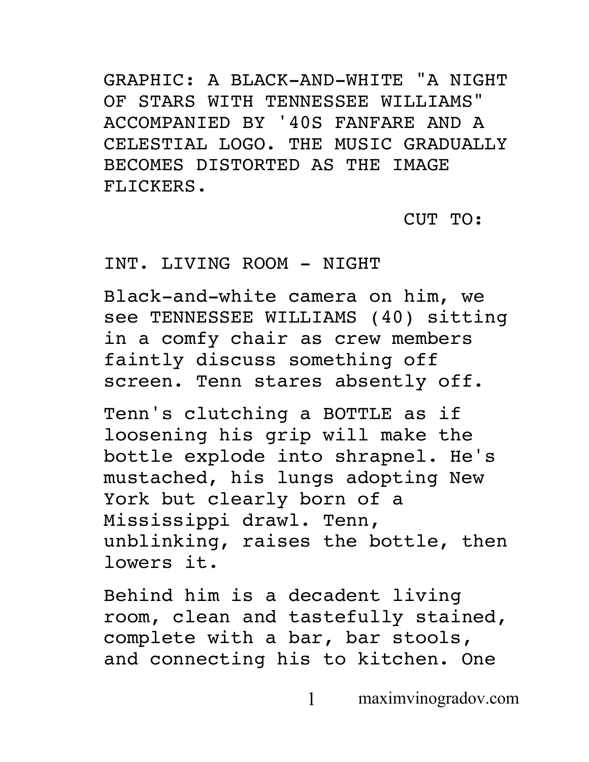GRAPHIC: A BLACK-AND-WHITE "A NIGHT OF STARS WITH TENNESSEE WILLIAMS" ACCOMPANIED BY '40S FANFARE AND A CELESTIAL LOGO. THE MUSIC GRADUALLY BECOMES DISTORTED AS THE IMAGE FLICKERS.

CUT TO:

INT. LIVING ROOM - NIGHT

Black-and-white camera on him, we see TENNESSEE WILLIAMS (40) sitting in a comfy chair as crew members faintly discuss something off screen. Tenn stares absently off.

Tenn's clutching a BOTTLE as if loosening his grip will make the bottle explode into shrapnel. He's mustached, his lungs adopting New York but clearly born of a Mississippi drawl. Tenn, unblinking, raises the bottle, then lowers it.

Behind him is a decadent living room, clean and tastefully stained, complete with a bar, bar stools, and connecting his to kitchen. One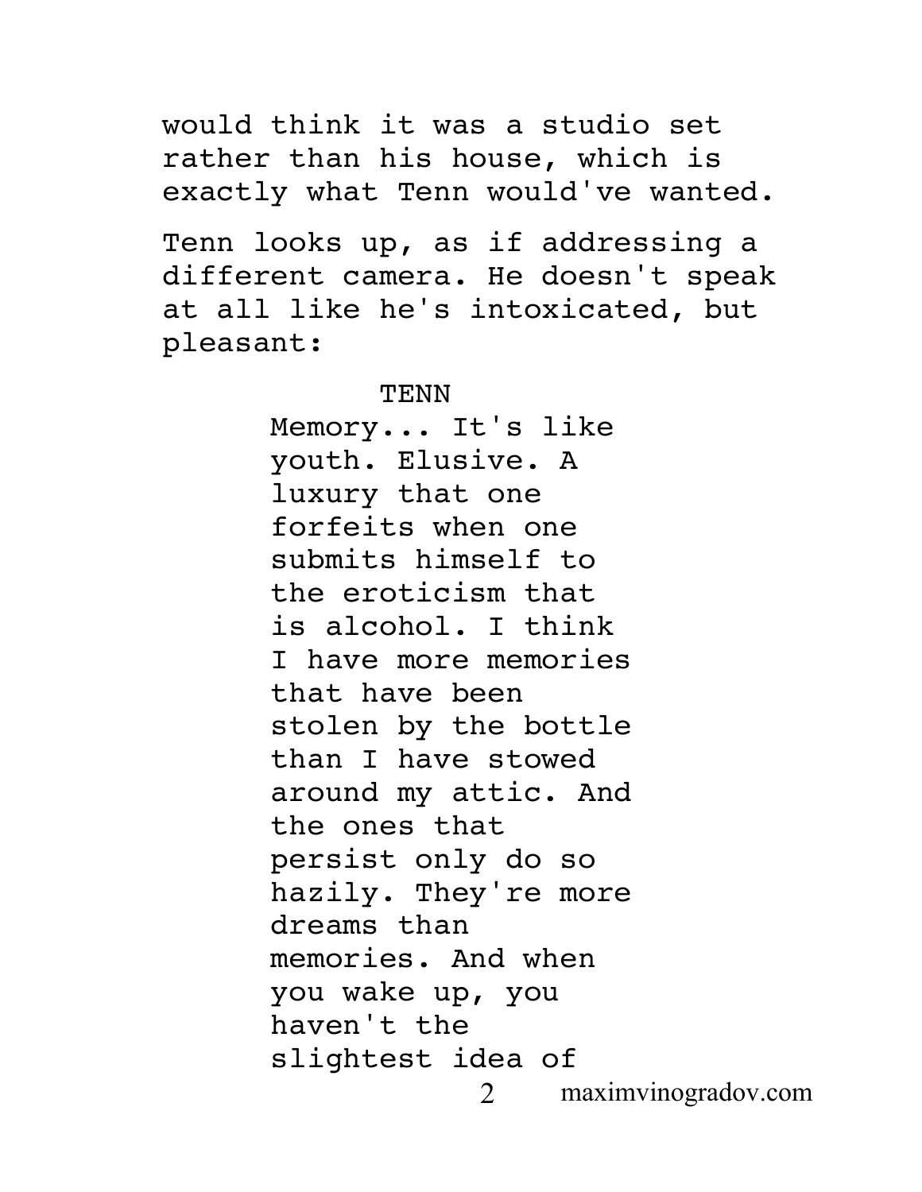would think it was a studio set rather than his house, which is exactly what Tenn would've wanted.

Tenn looks up, as if addressing a different camera. He doesn't speak at all like he's intoxicated, but pleasant:

TENN

Memory... It's like youth. Elusive. A luxury that one forfeits when one submits himself to the eroticism that is alcohol. I think I have more memories that have been stolen by the bottle than I have stowed around my attic. And the ones that persist only do so hazily. They're more dreams than memories. And when you wake up, you haven't the slightest idea of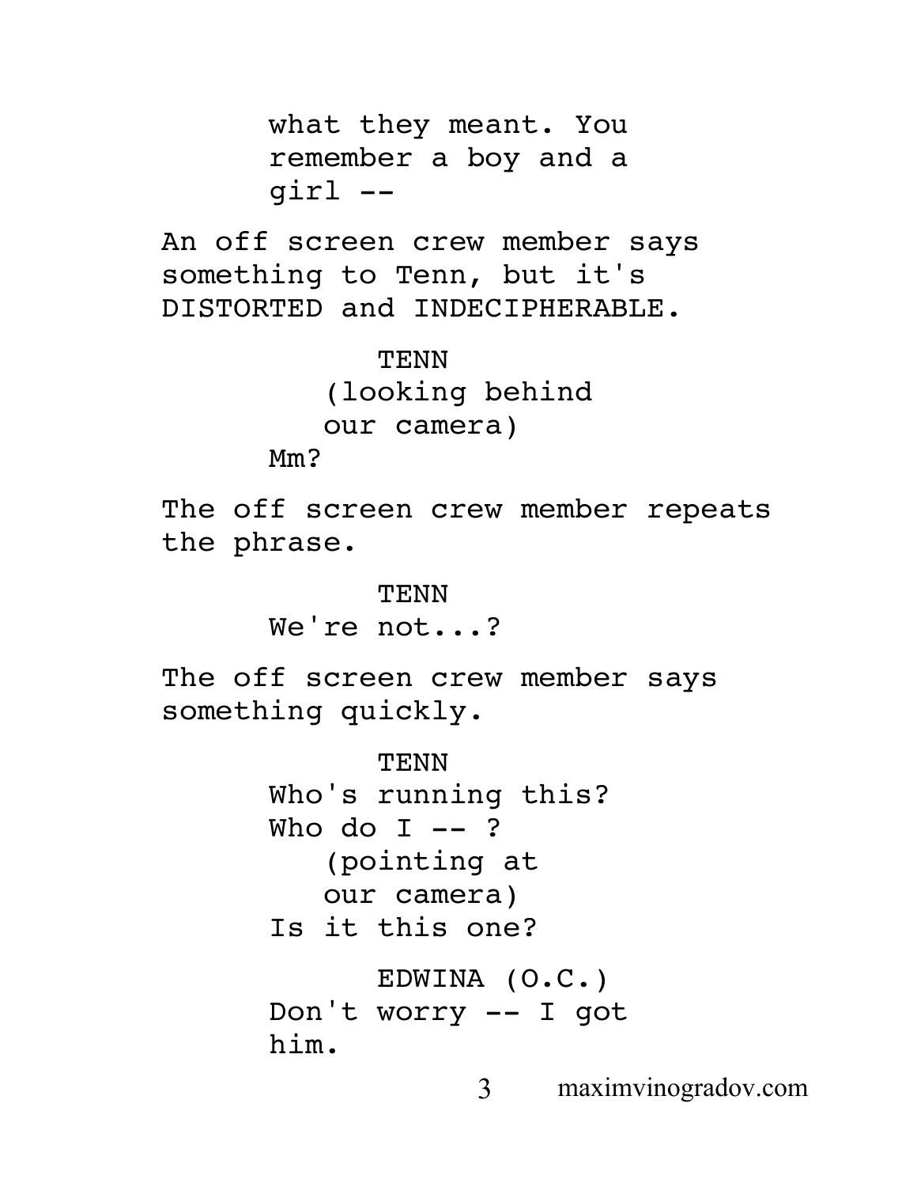what they meant. You remember a boy and a girl --

An off screen crew member says something to Tenn, but it's DISTORTED and INDECIPHERABLE.

TENN
(looking behind our camera)
Mm?

The off screen crew member repeats the phrase.

TENN
We're not...?

The off screen crew member says something quickly.

TENN
Who's running this? Who do I -- ?
(pointing at our camera)
Is it this one?

EDWINA (O.C.)
Don't worry -- I got him.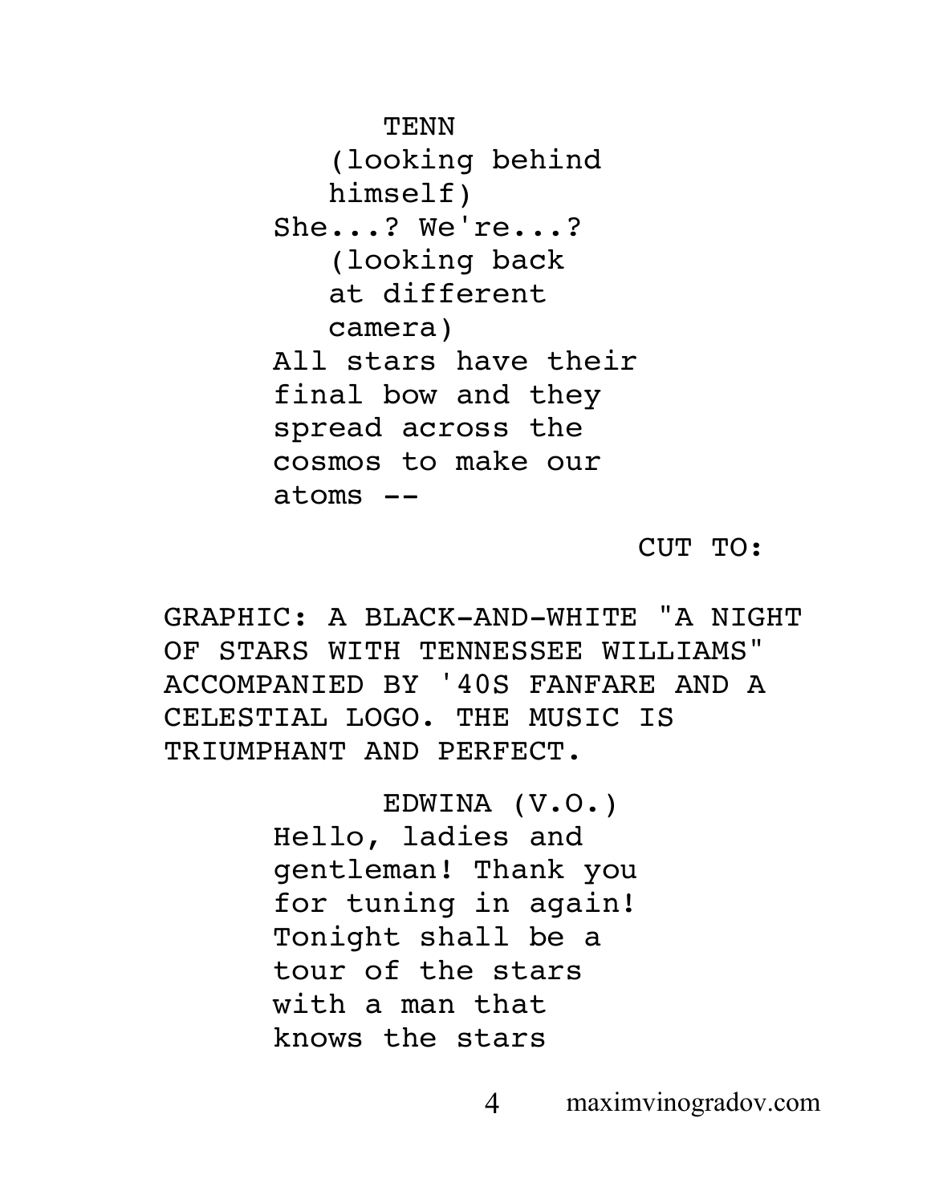TENN
(looking behind himself)
She...? We're...?
(looking back at different camera)
All stars have their final bow and they spread across the cosmos to make our atoms --

CUT TO:

GRAPHIC: A BLACK-AND-WHITE "A NIGHT OF STARS WITH TENNESSEE WILLIAMS" ACCOMPANIED BY '40S FANFARE AND A CELESTIAL LOGO. THE MUSIC IS TRIUMPHANT AND PERFECT.

EDWINA (V.O.)
Hello, ladies and gentleman! Thank you for tuning in again! Tonight shall be a tour of the stars with a man that knows the stars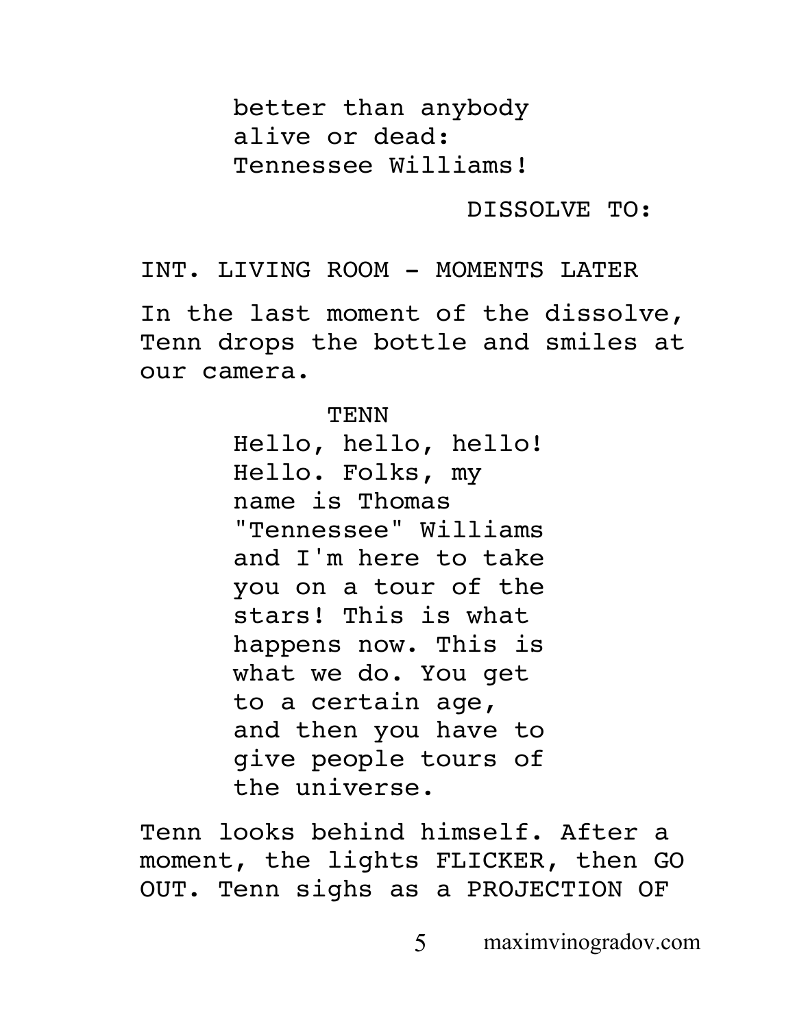better than anybody
alive or dead:
Tennessee Williams!

DISSOLVE TO:

INT. LIVING ROOM - MOMENTS LATER

In the last moment of the dissolve, Tenn drops the bottle and smiles at our camera.

TENN

Hello, hello, hello!
Hello. Folks, my
name is Thomas
"Tennessee" Williams
and I'm here to take
you on a tour of the
stars! This is what
happens now. This is
what we do. You get
to a certain age,
and then you have to
give people tours of
the universe.

Tenn looks behind himself. After a moment, the lights FLICKER, then GO OUT. Tenn sighs as a PROJECTION OF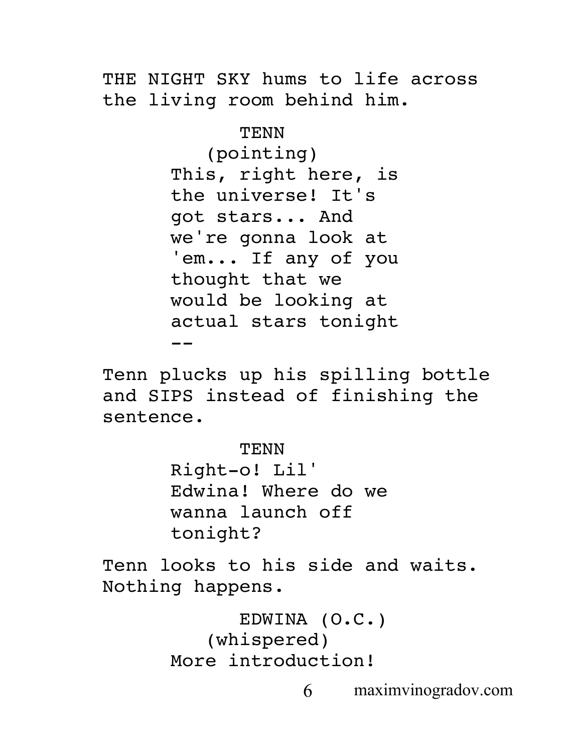THE NIGHT SKY hums to life across the living room behind him.

TENN
(pointing)
This, right here, is the universe! It's got stars... And we're gonna look at 'em... If any of you thought that we would be looking at actual stars tonight --

Tenn plucks up his spilling bottle and SIPS instead of finishing the sentence.

TENN
Right-o! Lil' Edwina! Where do we wanna launch off tonight?

Tenn looks to his side and waits. Nothing happens.

EDWINA (O.C.)
(whispered)
More introduction!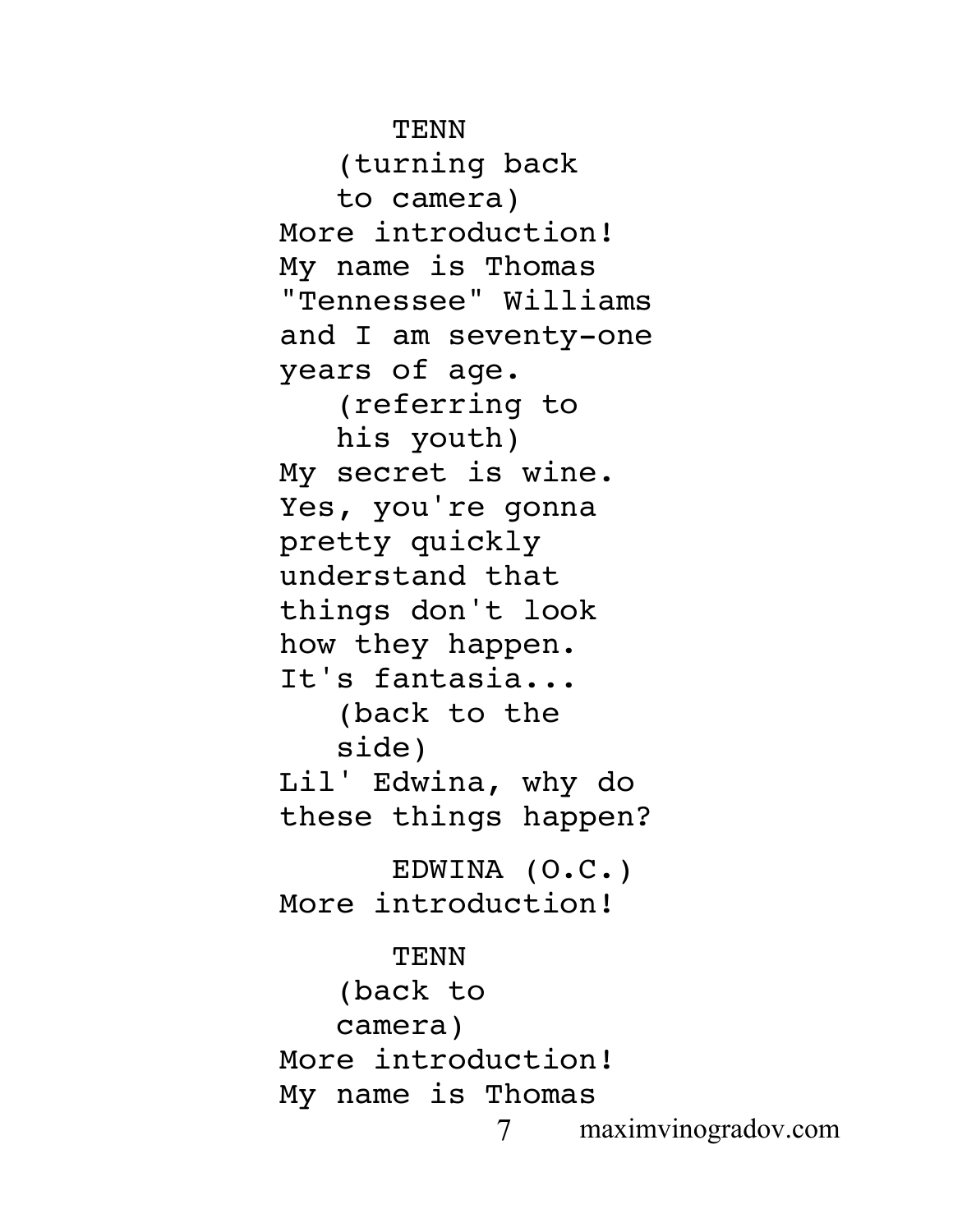TENN

(turning back to camera)

More introduction! My name is Thomas "Tennessee" Williams and I am seventy-one years of age.

(referring to his youth)

My secret is wine. Yes, you're gonna pretty quickly understand that things don't look how they happen. It's fantasia...

(back to the side)

Lil' Edwina, why do these things happen?

EDWINA (O.C.)

More introduction!

TENN

(back to camera)

More introduction! My name is Thomas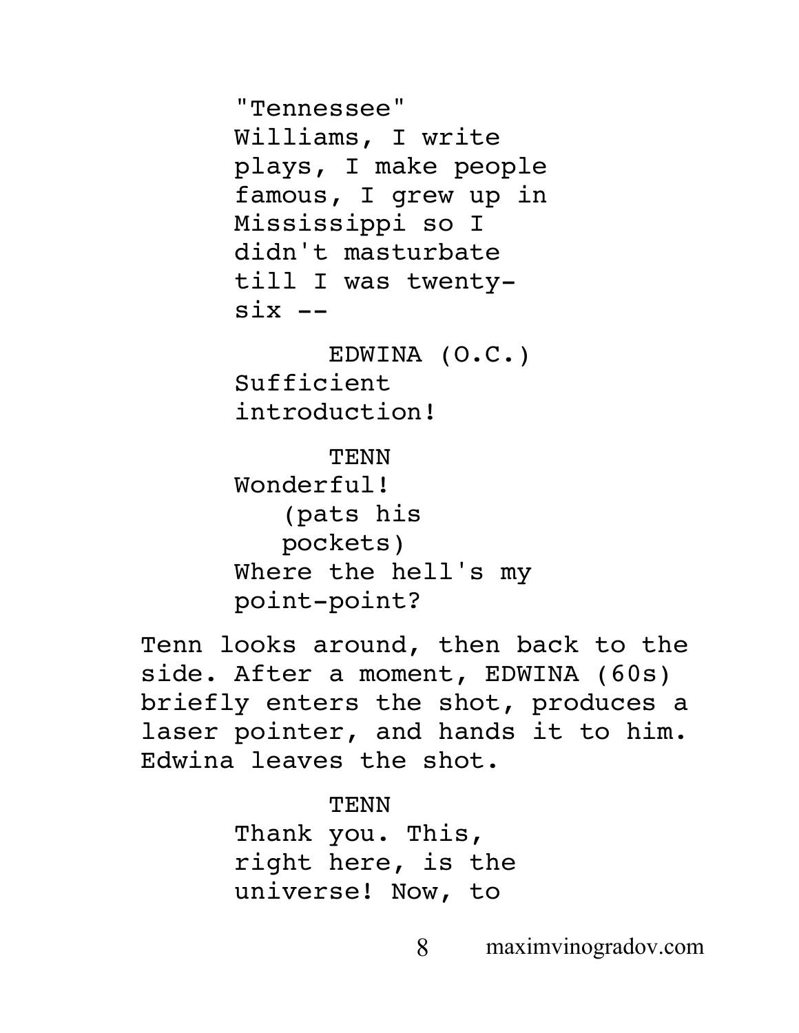"Tennessee" Williams, I write plays, I make people famous, I grew up in Mississippi so I didn't masturbate till I was twenty-six --

EDWINA (O.C.)
Sufficient introduction!

TENN
Wonderful!
(pats his pockets)
Where the hell's my point-point?

Tenn looks around, then back to the side. After a moment, EDWINA (60s) briefly enters the shot, produces a laser pointer, and hands it to him. Edwina leaves the shot.

TENN
Thank you. This, right here, is the universe! Now, to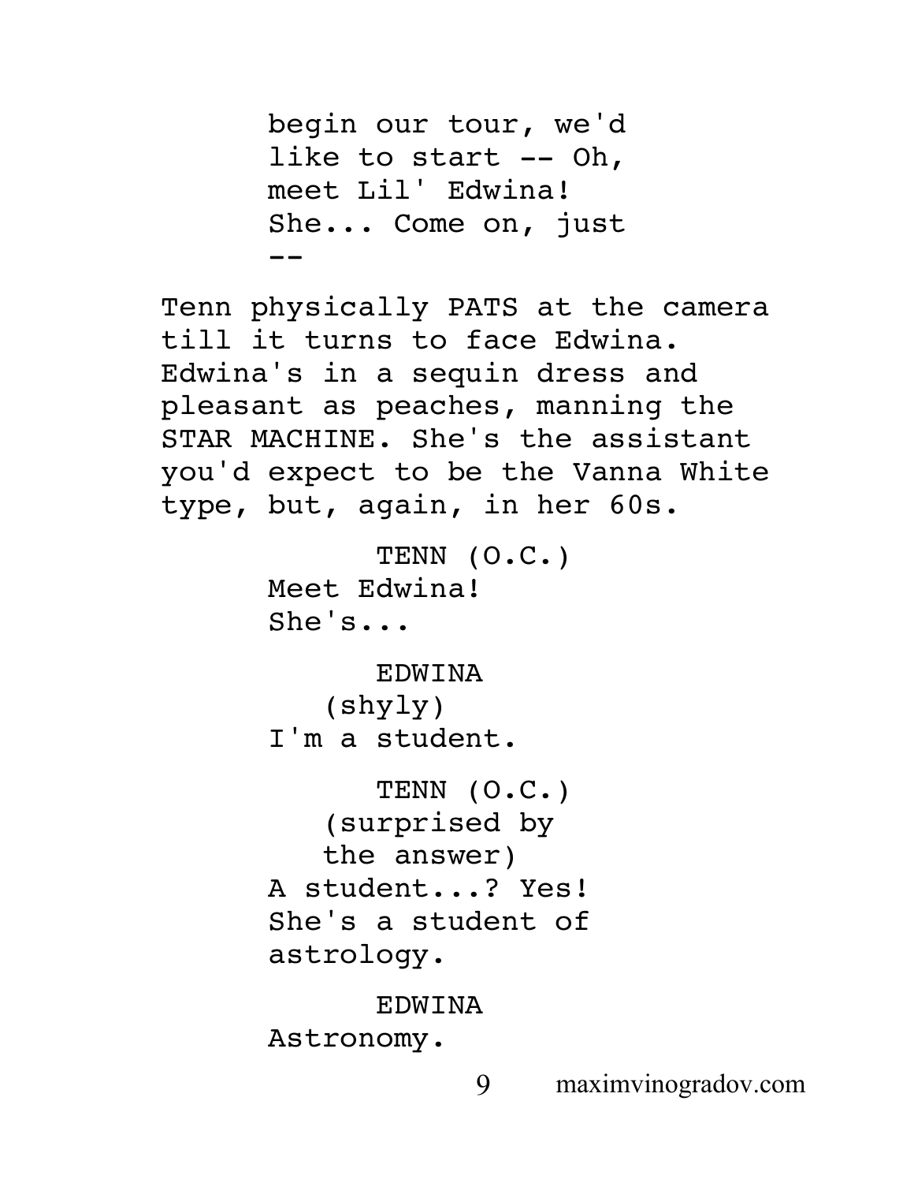begin our tour, we'd like to start -- Oh, meet Lil' Edwina! She... Come on, just --

Tenn physically PATS at the camera till it turns to face Edwina. Edwina's in a sequin dress and pleasant as peaches, manning the STAR MACHINE. She's the assistant you'd expect to be the Vanna White type, but, again, in her 60s.

TENN (O.C.)
Meet Edwina! She's...

EDWINA
(shyly)
I'm a student.

TENN (O.C.)
(surprised by the answer)
A student...? Yes! She's a student of astrology.

EDWINA
Astronomy.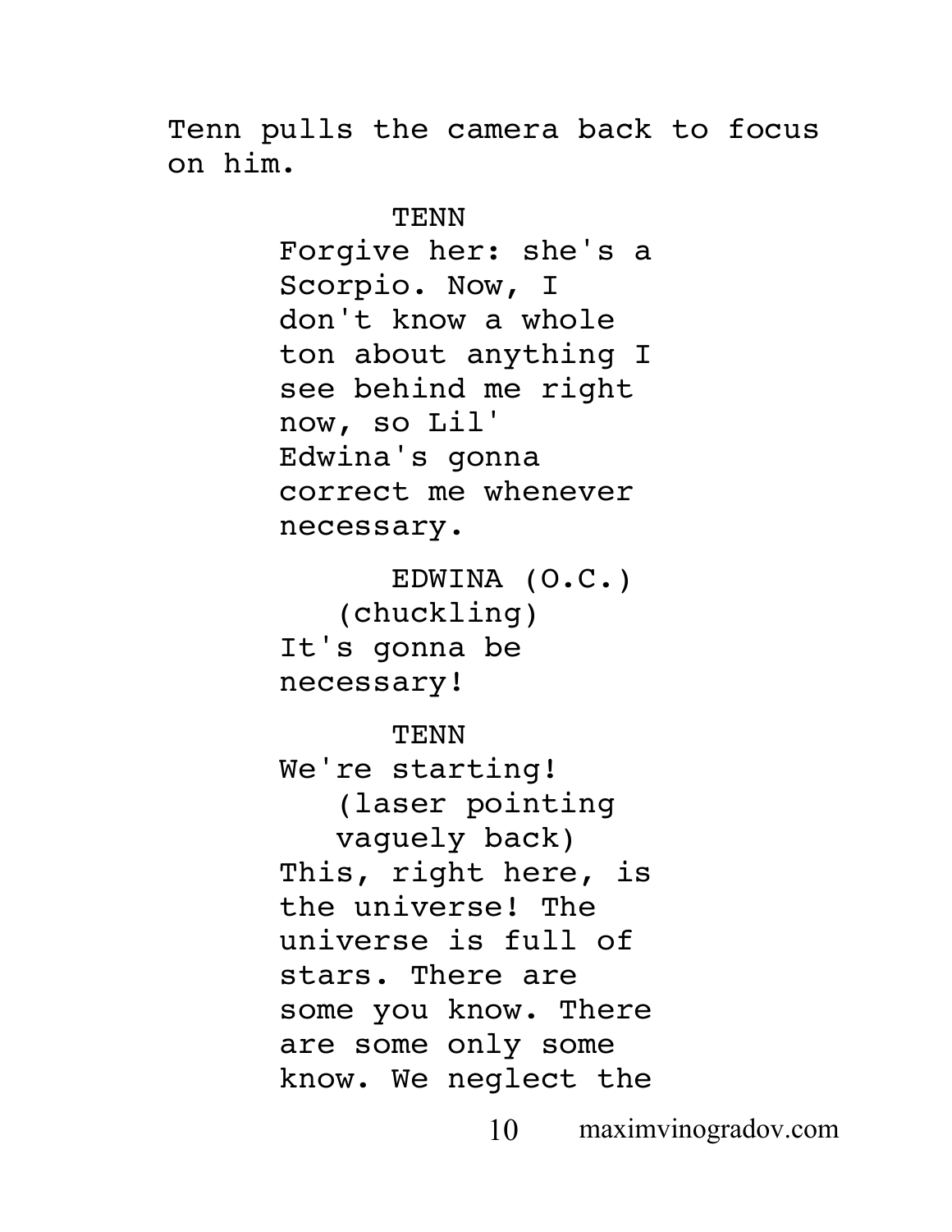Tenn pulls the camera back to focus on him.

TENN
Forgive her: she's a Scorpio. Now, I don't know a whole ton about anything I see behind me right now, so Lil' Edwina's gonna correct me whenever necessary.

EDWINA (O.C.)
(chuckling)
It's gonna be necessary!

TENN
We're starting!
(laser pointing vaguely back)
This, right here, is the universe! The universe is full of stars. There are some you know. There are some only some know. We neglect the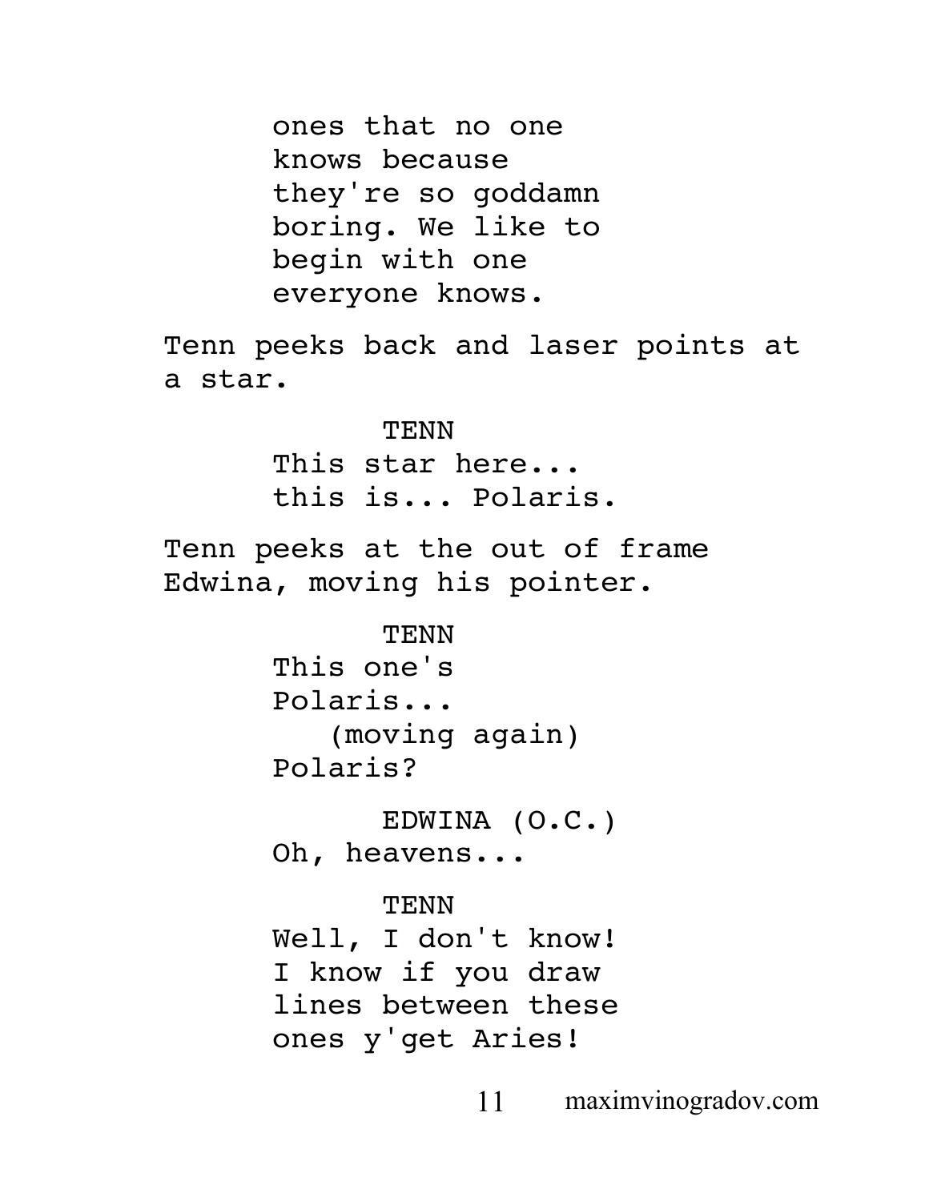ones that no one knows because they're so goddamn boring. We like to begin with one everyone knows.

Tenn peeks back and laser points at a star.

TENN
This star here... this is... Polaris.

Tenn peeks at the out of frame Edwina, moving his pointer.

TENN
This one's Polaris...
(moving again)
Polaris?

EDWINA (O.C.)
Oh, heavens...

TENN
Well, I don't know! I know if you draw lines between these ones y'get Aries!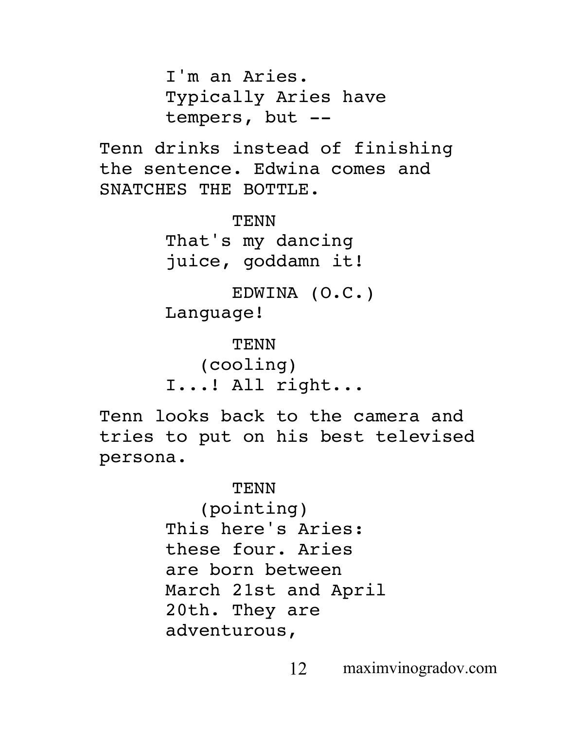I'm an Aries.
Typically Aries have
tempers, but --

Tenn drinks instead of finishing the sentence. Edwina comes and SNATCHES THE BOTTLE.

TENN
That's my dancing
juice, goddamn it!

EDWINA (O.C.)
Language!

TENN
(cooling)
I...! All right...

Tenn looks back to the camera and tries to put on his best televised persona.

TENN
(pointing)
This here's Aries:
these four. Aries
are born between
March 21st and April
20th. They are
adventurous,

maximvinogradov.com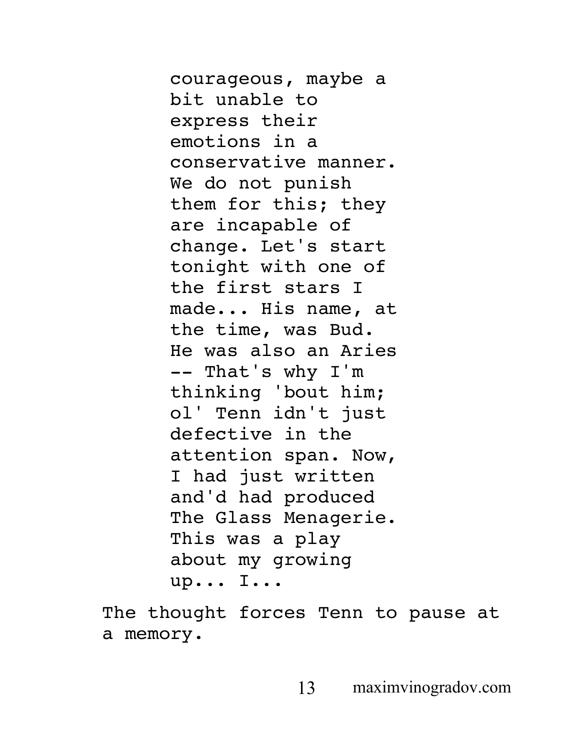courageous, maybe a bit unable to express their emotions in a conservative manner. We do not punish them for this; they are incapable of change. Let's start tonight with one of the first stars I made... His name, at the time, was Bud. He was also an Aries -- That's why I'm thinking 'bout him; ol' Tenn idn't just defective in the attention span. Now, I had just written and'd had produced The Glass Menagerie. This was a play about my growing up... I...

The thought forces Tenn to pause at a memory.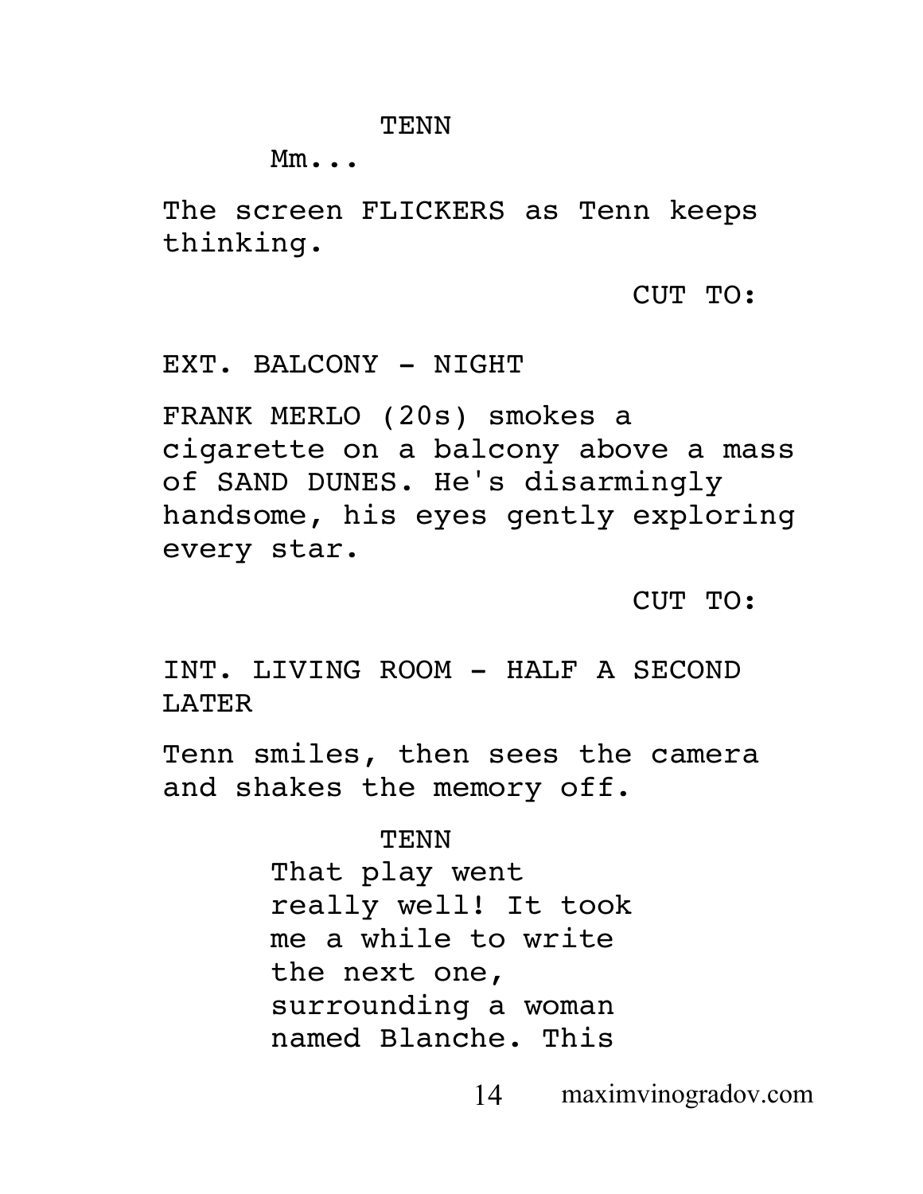TENN

Mm...

The screen FLICKERS as Tenn keeps thinking.

CUT TO:

EXT. BALCONY - NIGHT

FRANK MERLO (20s) smokes a cigarette on a balcony above a mass of SAND DUNES. He's disarmingly handsome, his eyes gently exploring every star.

CUT TO:

INT. LIVING ROOM - HALF A SECOND LATER

Tenn smiles, then sees the camera and shakes the memory off.

TENN

That play went really well! It took me a while to write the next one, surrounding a woman named Blanche. This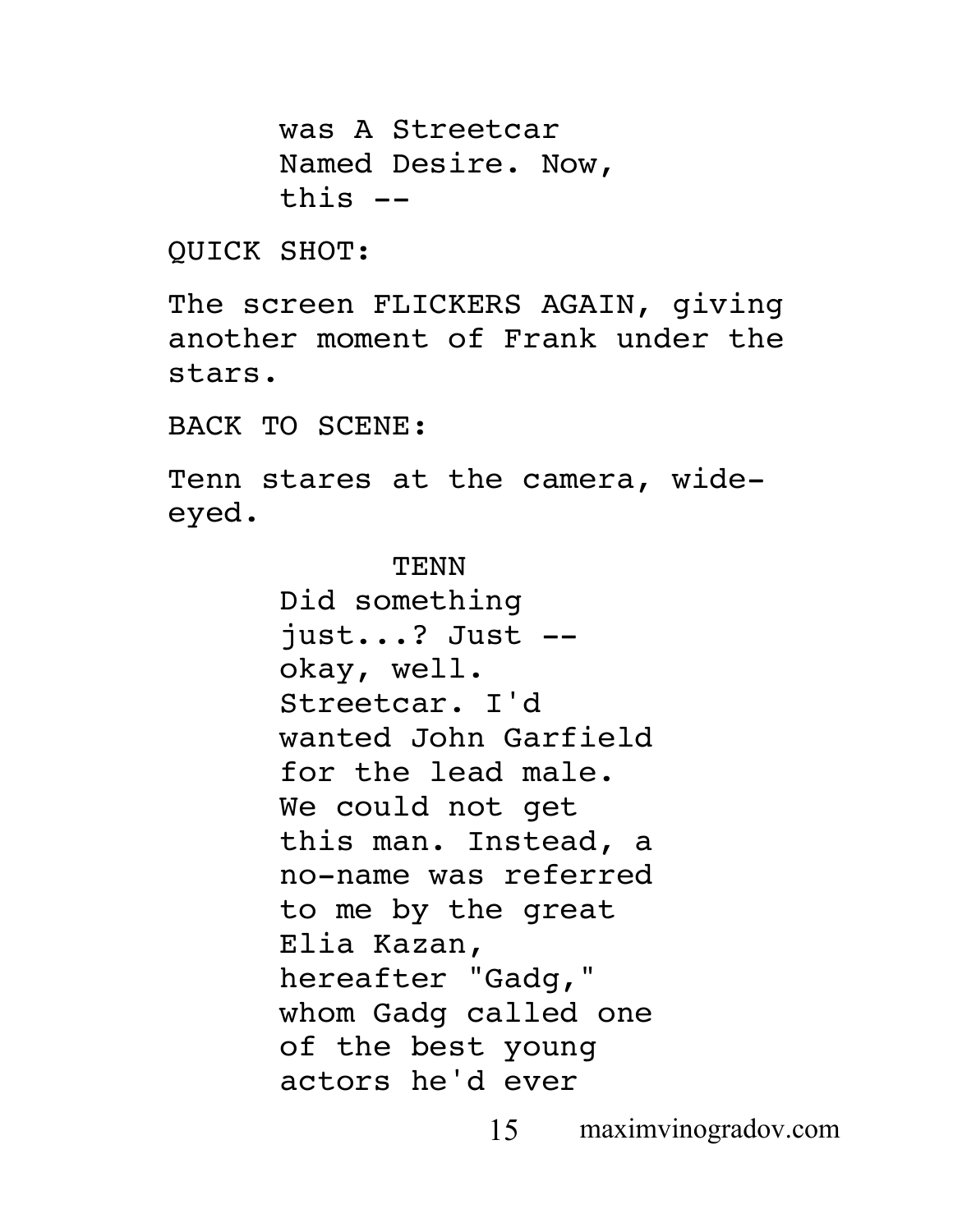was A Streetcar Named Desire. Now, this --

QUICK SHOT:

The screen FLICKERS AGAIN, giving another moment of Frank under the stars.

BACK TO SCENE:

Tenn stares at the camera, wide-eyed.

TENN

Did something just...? Just -- okay, well. Streetcar. I'd wanted John Garfield for the lead male. We could not get this man. Instead, a no-name was referred to me by the great Elia Kazan, hereafter "Gadg," whom Gadg called one of the best young actors he'd ever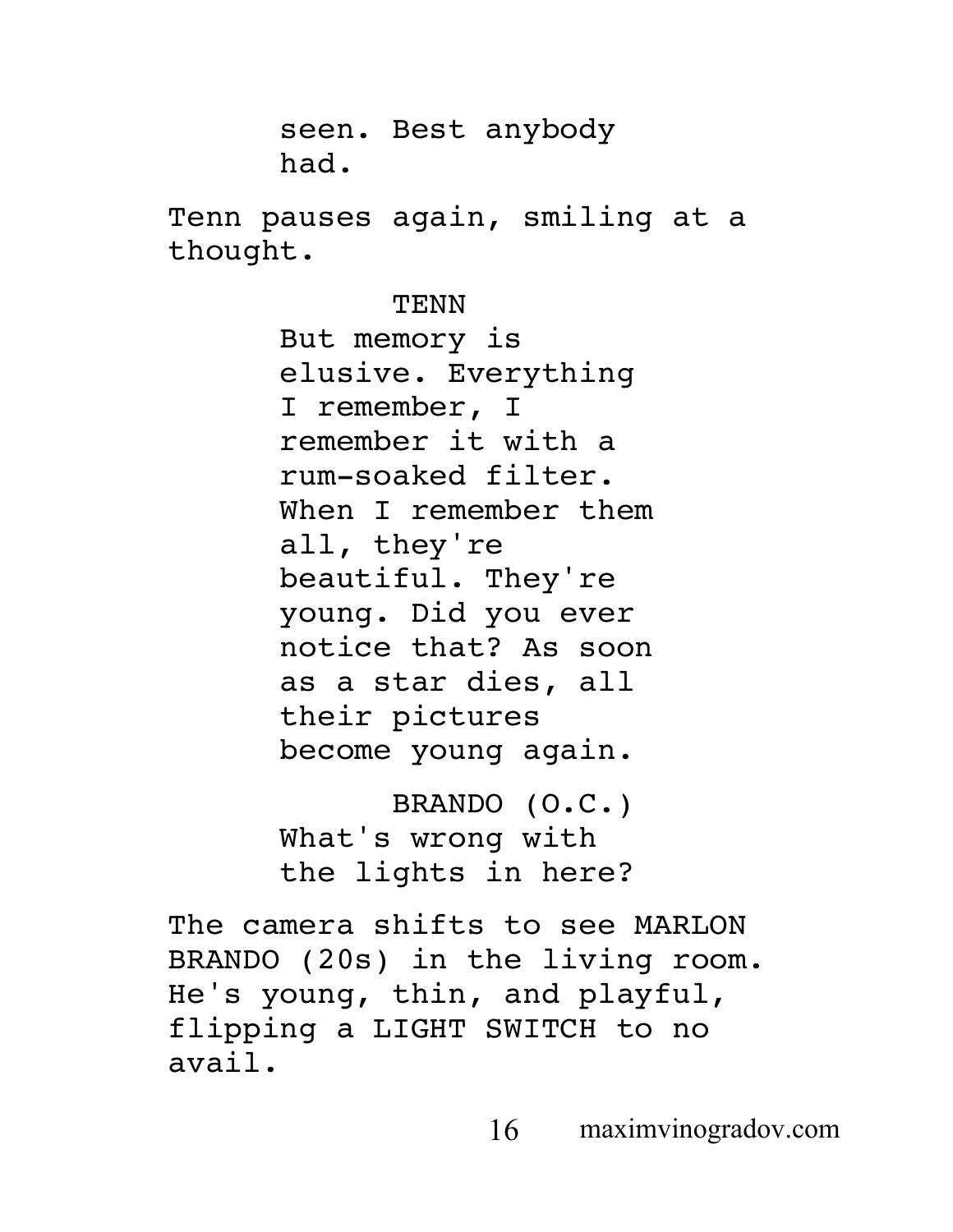seen. Best anybody had.

Tenn pauses again, smiling at a thought.

TENN

But memory is elusive. Everything I remember, I remember it with a rum-soaked filter. When I remember them all, they're beautiful. They're young. Did you ever notice that? As soon as a star dies, all their pictures become young again.

BRANDO (O.C.)

What's wrong with the lights in here?

The camera shifts to see MARLON BRANDO (20s) in the living room. He's young, thin, and playful, flipping a LIGHT SWITCH to no avail.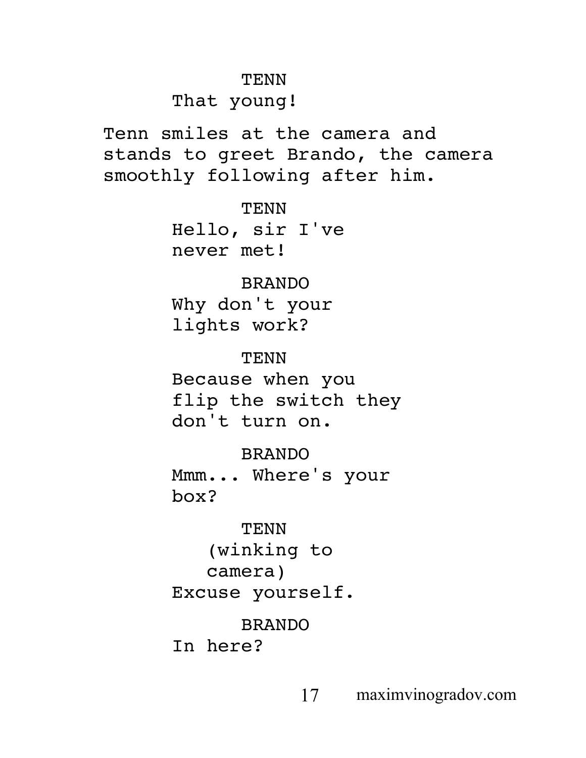TENN

That young!

Tenn smiles at the camera and stands to greet Brando, the camera smoothly following after him.

TENN

Hello, sir I've never met!

BRANDO

Why don't your lights work?

TENN

Because when you flip the switch they don't turn on.

BRANDO

Mmm... Where's your box?

TENN

(winking to camera)

Excuse yourself.

BRANDO

In here?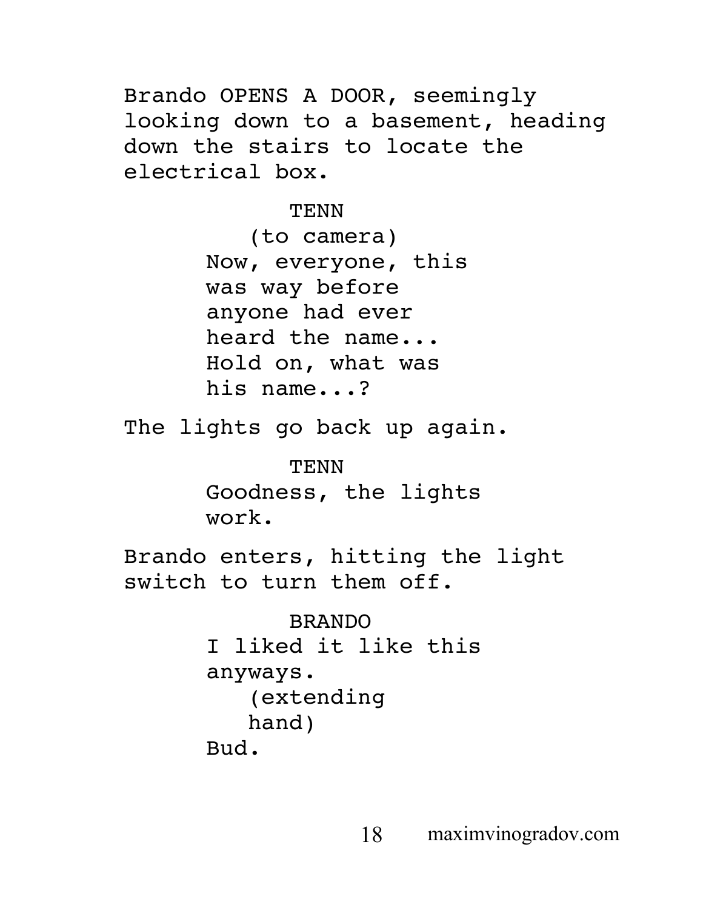Brando OPENS A DOOR, seemingly looking down to a basement, heading down the stairs to locate the electrical box.

TENN
(to camera)
Now, everyone, this was way before anyone had ever heard the name... Hold on, what was his name...?

The lights go back up again.

TENN
Goodness, the lights work.

Brando enters, hitting the light switch to turn them off.

BRANDO
I liked it like this anyways.
(extending hand)
Bud.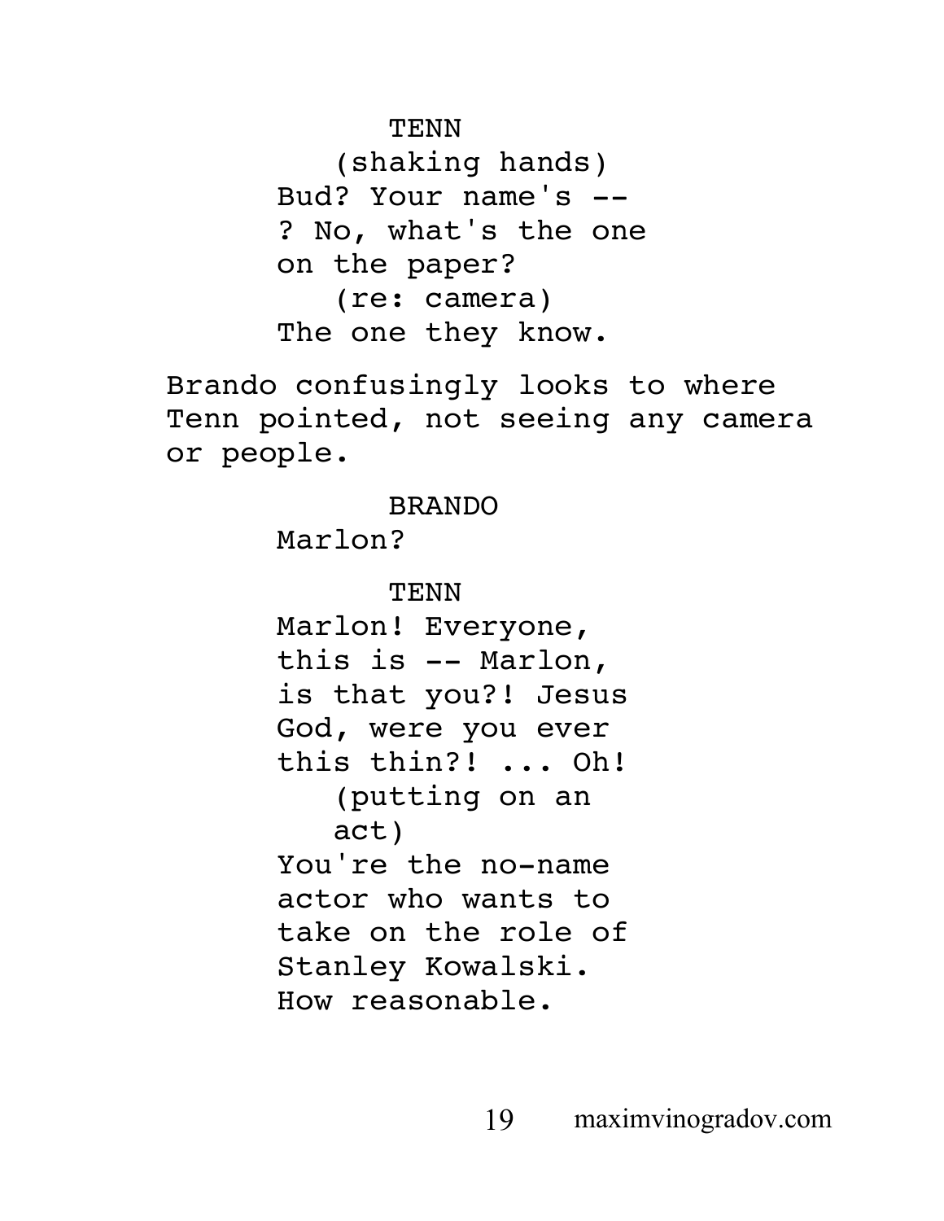TENN

(shaking hands)

Bud? Your name's -- ? No, what's the one on the paper?

(re: camera)

The one they know.

Brando confusingly looks to where Tenn pointed, not seeing any camera or people.

BRANDO

Marlon?

TENN

Marlon! Everyone, this is -- Marlon, is that you?! Jesus God, were you ever this thin?! ... Oh!

(putting on an act)

You're the no-name actor who wants to take on the role of Stanley Kowalski. How reasonable.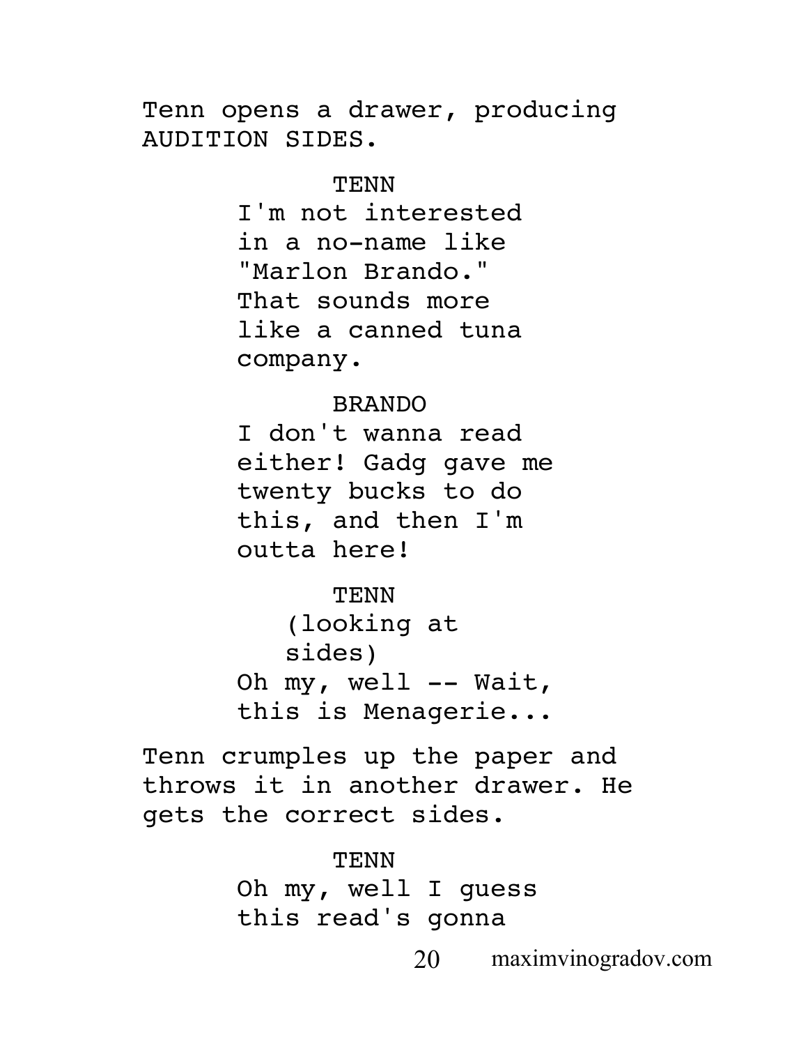Tenn opens a drawer, producing AUDITION SIDES.

TENN
I'm not interested in a no-name like "Marlon Brando." That sounds more like a canned tuna company.

BRANDO
I don't wanna read either! Gadg gave me twenty bucks to do this, and then I'm outta here!

TENN
(looking at sides)
Oh my, well -- Wait, this is Menagerie...

Tenn crumples up the paper and throws it in another drawer. He gets the correct sides.

TENN
Oh my, well I guess this read's gonna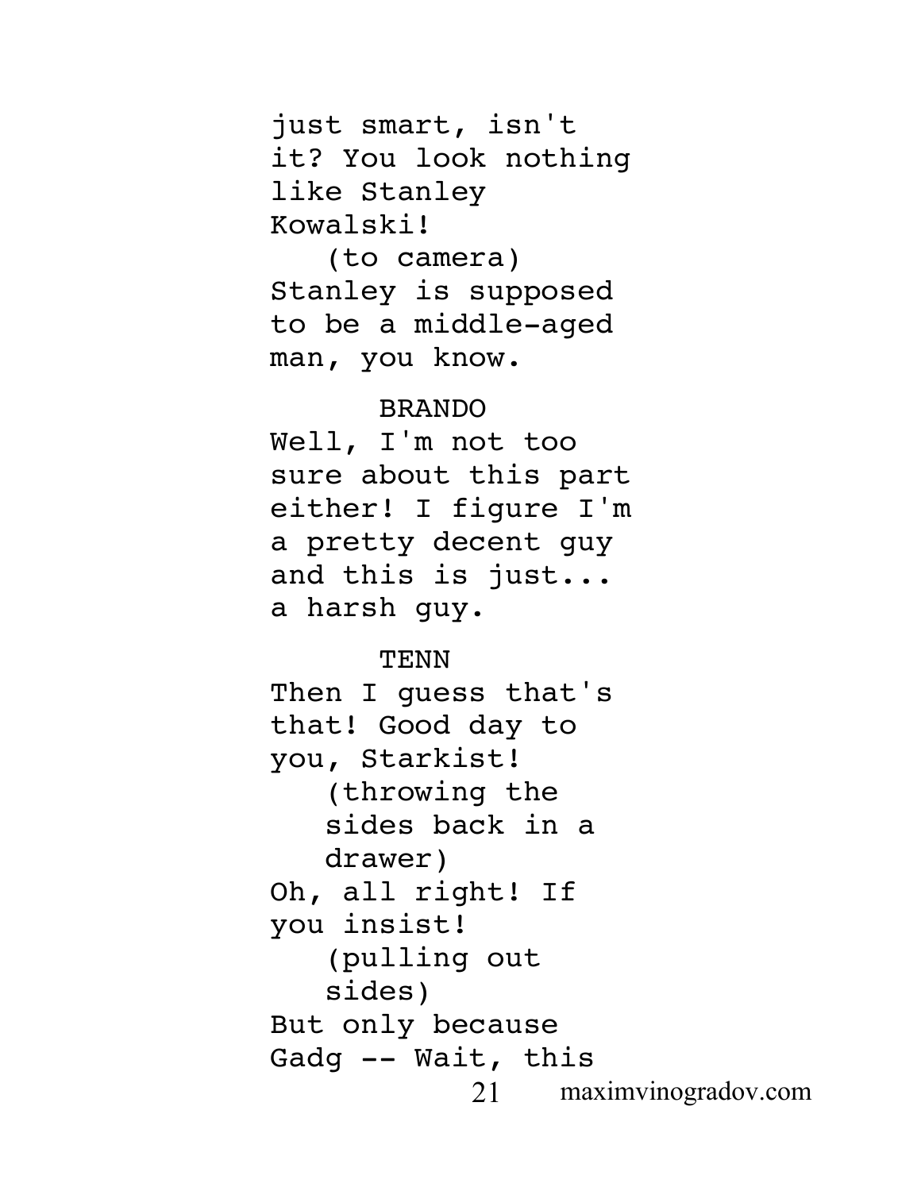just smart, isn't it? You look nothing like Stanley Kowalski!

(to camera)

Stanley is supposed to be a middle-aged man, you know.

BRANDO

Well, I'm not too sure about this part either! I figure I'm a pretty decent guy and this is just... a harsh guy.

TENN

Then I guess that's that! Good day to you, Starkist!

(throwing the sides back in a drawer)

Oh, all right! If you insist!

(pulling out sides)

But only because Gadg -- Wait, this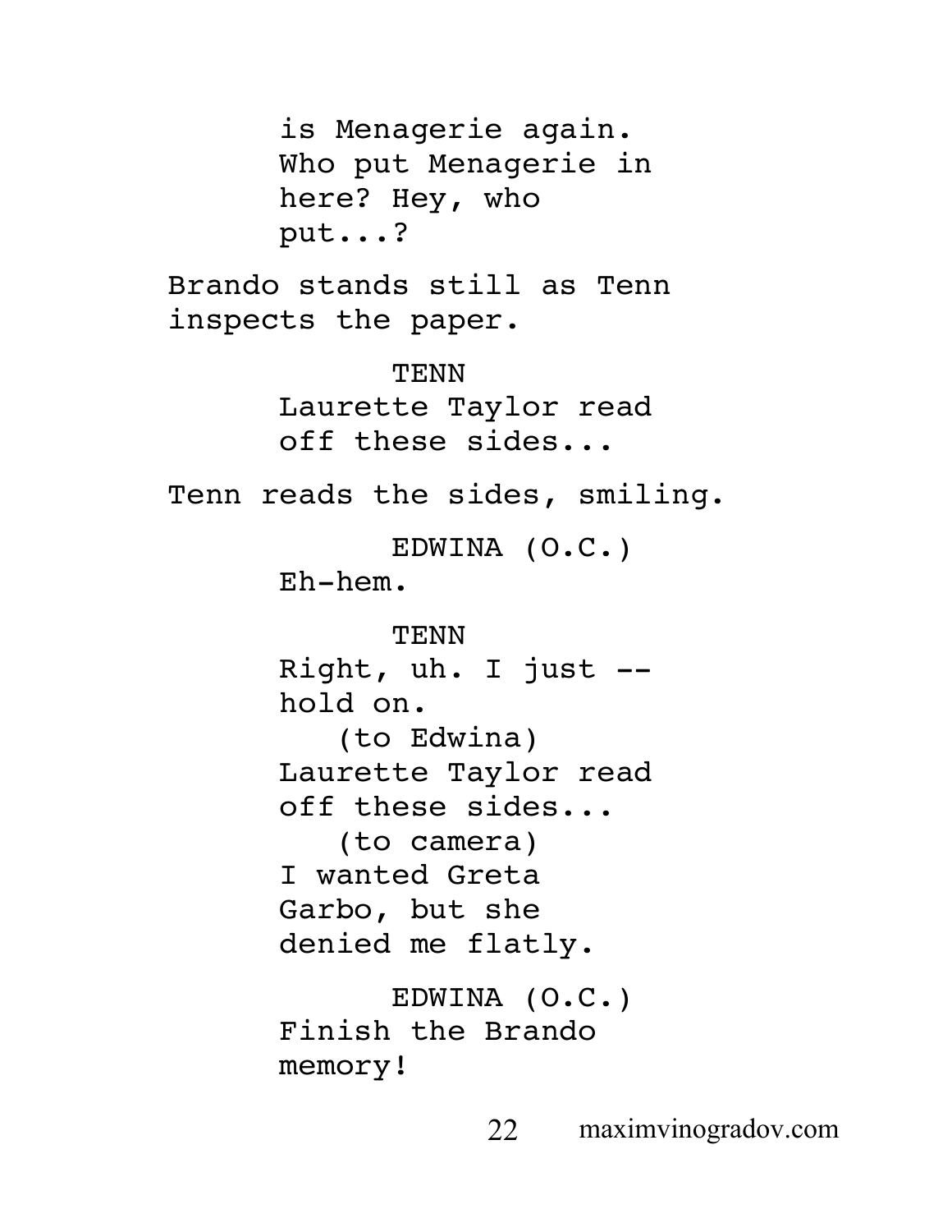is Menagerie again. Who put Menagerie in here? Hey, who put...?

Brando stands still as Tenn inspects the paper.

TENN
Laurette Taylor read off these sides...

Tenn reads the sides, smiling.

EDWINA (O.C.)
Eh-hem.

TENN
Right, uh. I just -- hold on.
(to Edwina)
Laurette Taylor read off these sides...
(to camera)
I wanted Greta Garbo, but she denied me flatly.

EDWINA (O.C.)
Finish the Brando memory!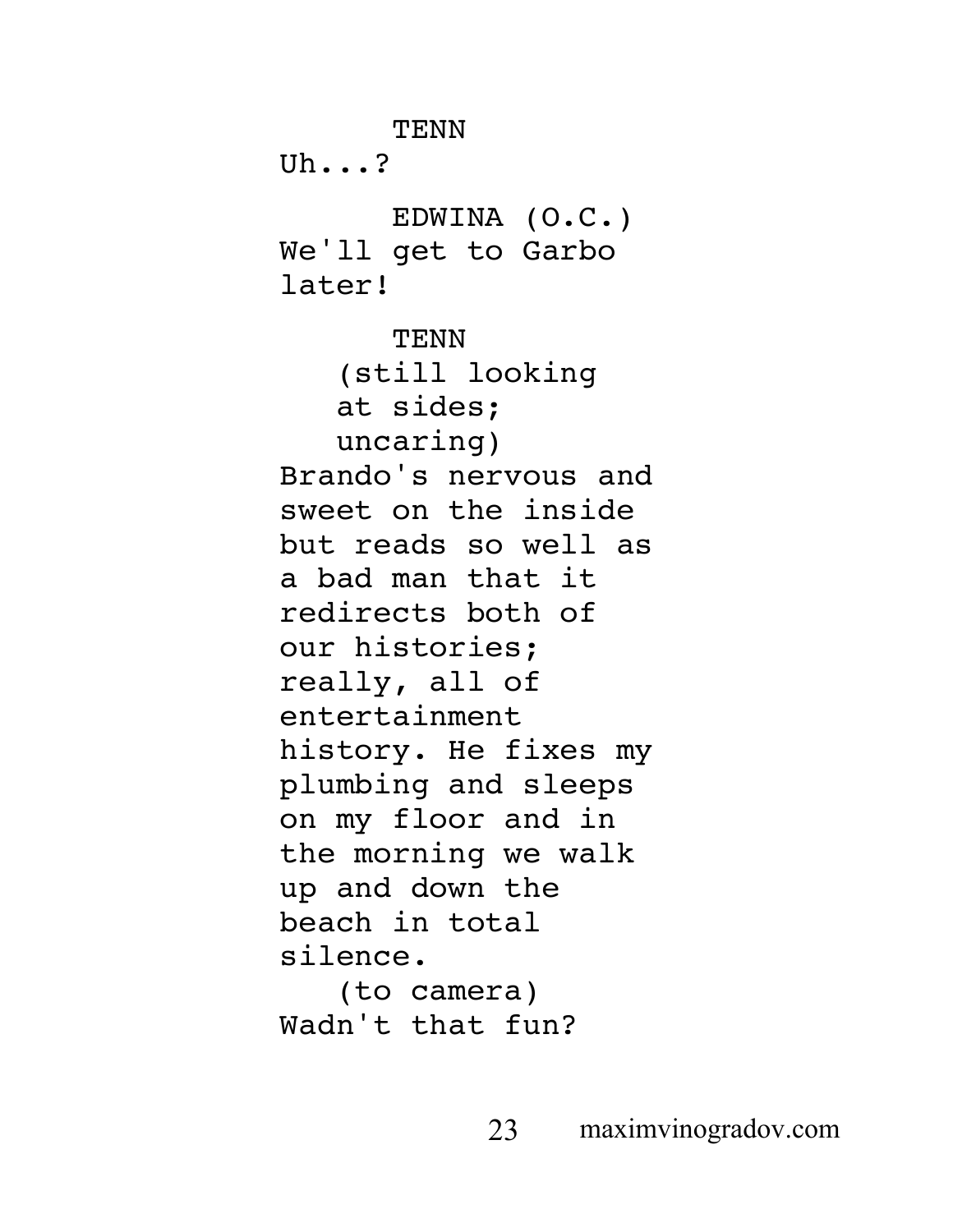TENN

Uh...?

EDWINA (O.C.)

We'll get to Garbo later!

TENN

(still looking at sides; uncaring)

Brando's nervous and sweet on the inside but reads so well as a bad man that it redirects both of our histories; really, all of entertainment history. He fixes my plumbing and sleeps on my floor and in the morning we walk up and down the beach in total silence.

(to camera)

Wadn't that fun?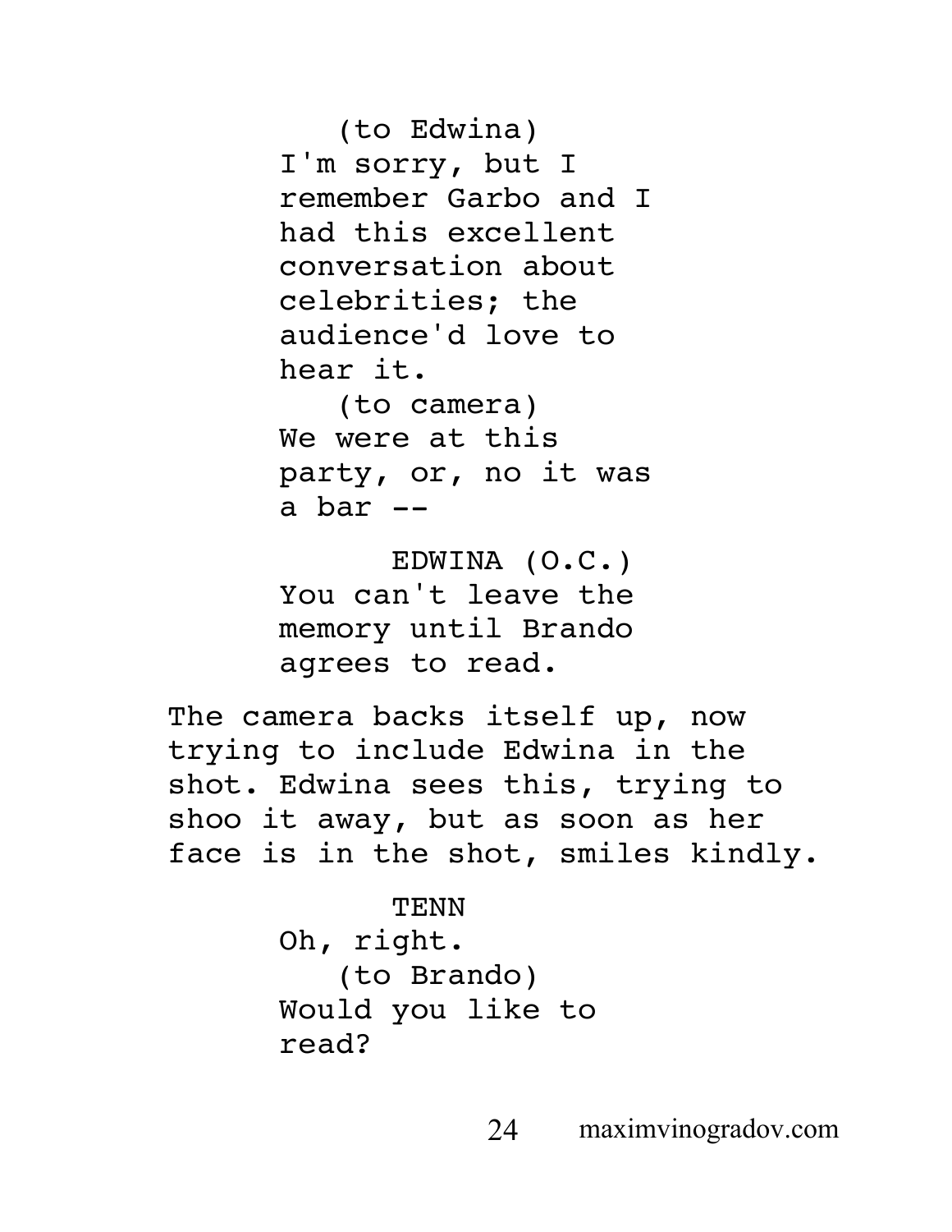(to Edwina)
I'm sorry, but I remember Garbo and I had this excellent conversation about celebrities; the audience'd love to hear it.

(to camera)
We were at this party, or, no it was a bar --

EDWINA (O.C.)
You can't leave the memory until Brando agrees to read.

The camera backs itself up, now trying to include Edwina in the shot. Edwina sees this, trying to shoo it away, but as soon as her face is in the shot, smiles kindly.

TENN
Oh, right.

(to Brando)
Would you like to read?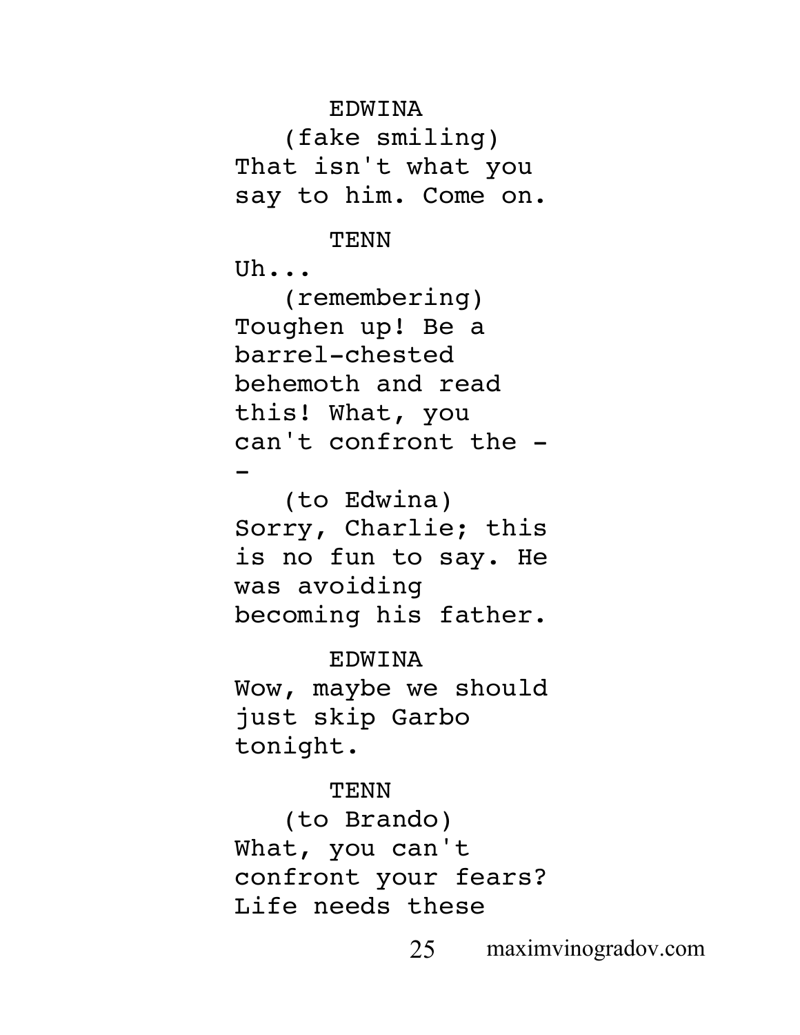EDWINA
(fake smiling)
That isn't what you say to him. Come on.

TENN
Uh...
(remembering)
Toughen up! Be a barrel-chested behemoth and read this! What, you can't confront the --
(to Edwina)
Sorry, Charlie; this is no fun to say. He was avoiding becoming his father.

EDWINA
Wow, maybe we should just skip Garbo tonight.

TENN
(to Brando)
What, you can't confront your fears? Life needs these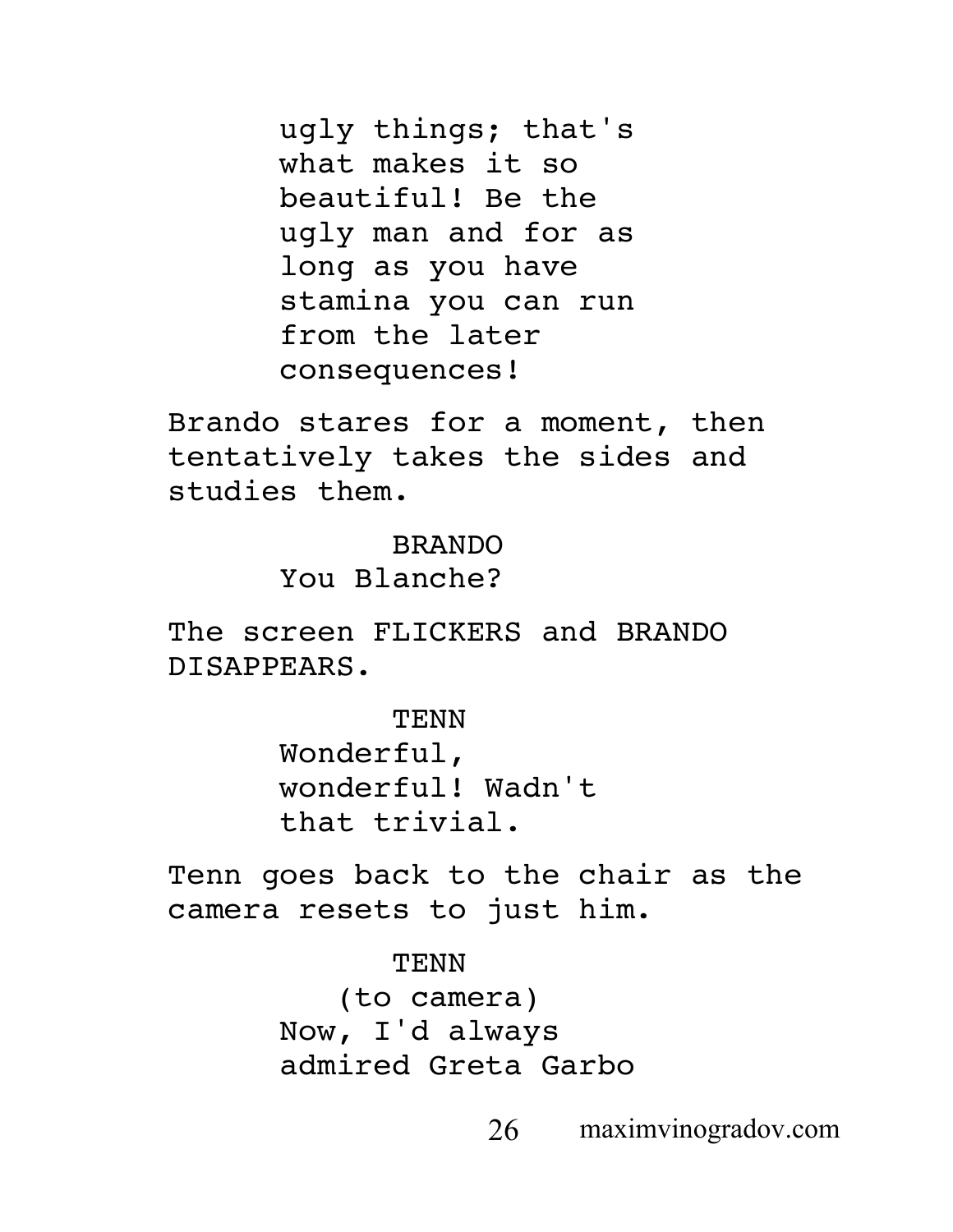ugly things; that's what makes it so beautiful! Be the ugly man and for as long as you have stamina you can run from the later consequences!

Brando stares for a moment, then tentatively takes the sides and studies them.

BRANDO
You Blanche?

The screen FLICKERS and BRANDO DISAPPEARS.

TENN
Wonderful, wonderful! Wadn't that trivial.

Tenn goes back to the chair as the camera resets to just him.

TENN
(to camera)
Now, I'd always admired Greta Garbo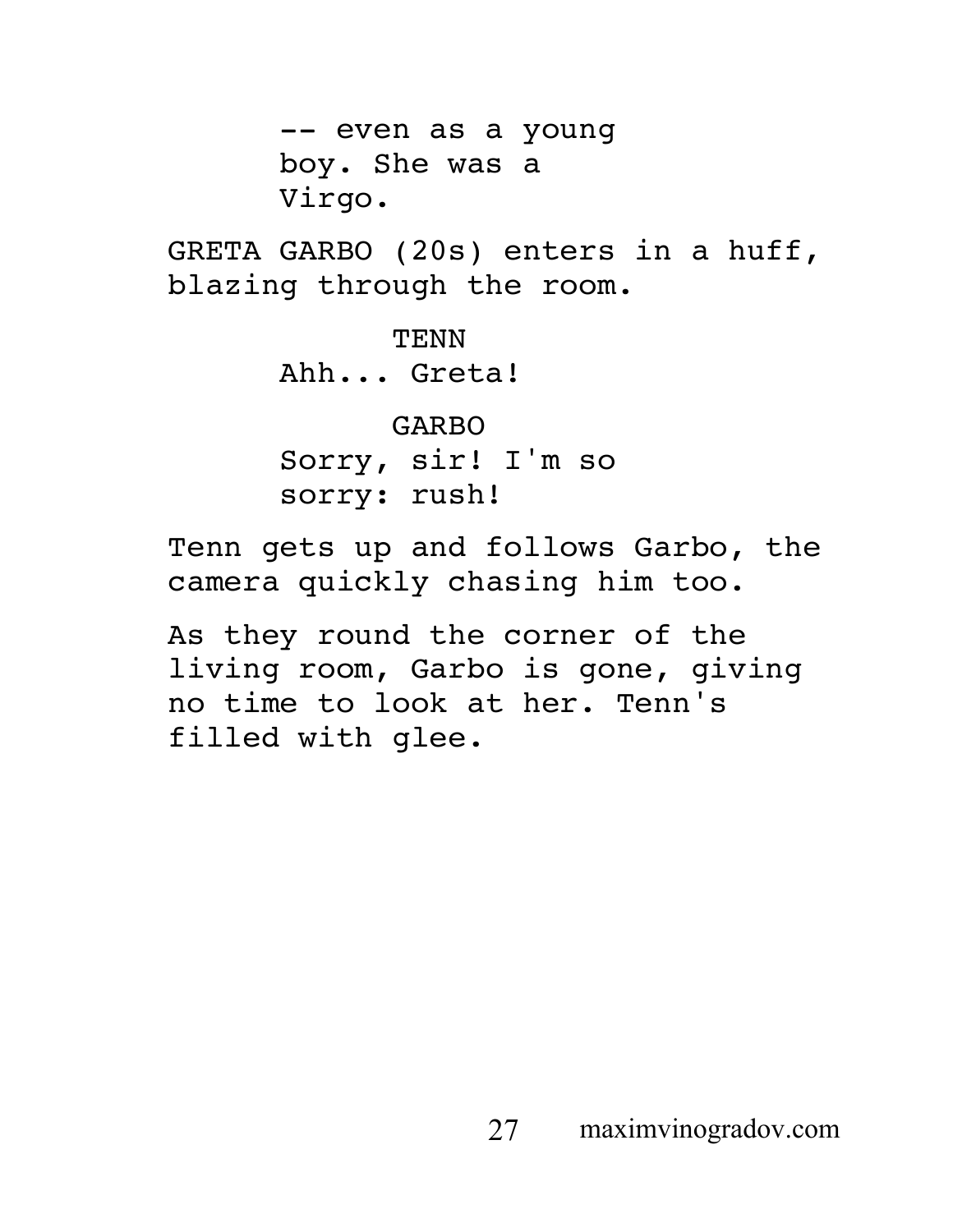-- even as a young
boy. She was a
Virgo.

GRETA GARBO (20s) enters in a huff, blazing through the room.

TENN

Ahh... Greta!

GARBO

Sorry, sir! I'm so
sorry: rush!

Tenn gets up and follows Garbo, the camera quickly chasing him too.

As they round the corner of the living room, Garbo is gone, giving no time to look at her. Tenn's filled with glee.